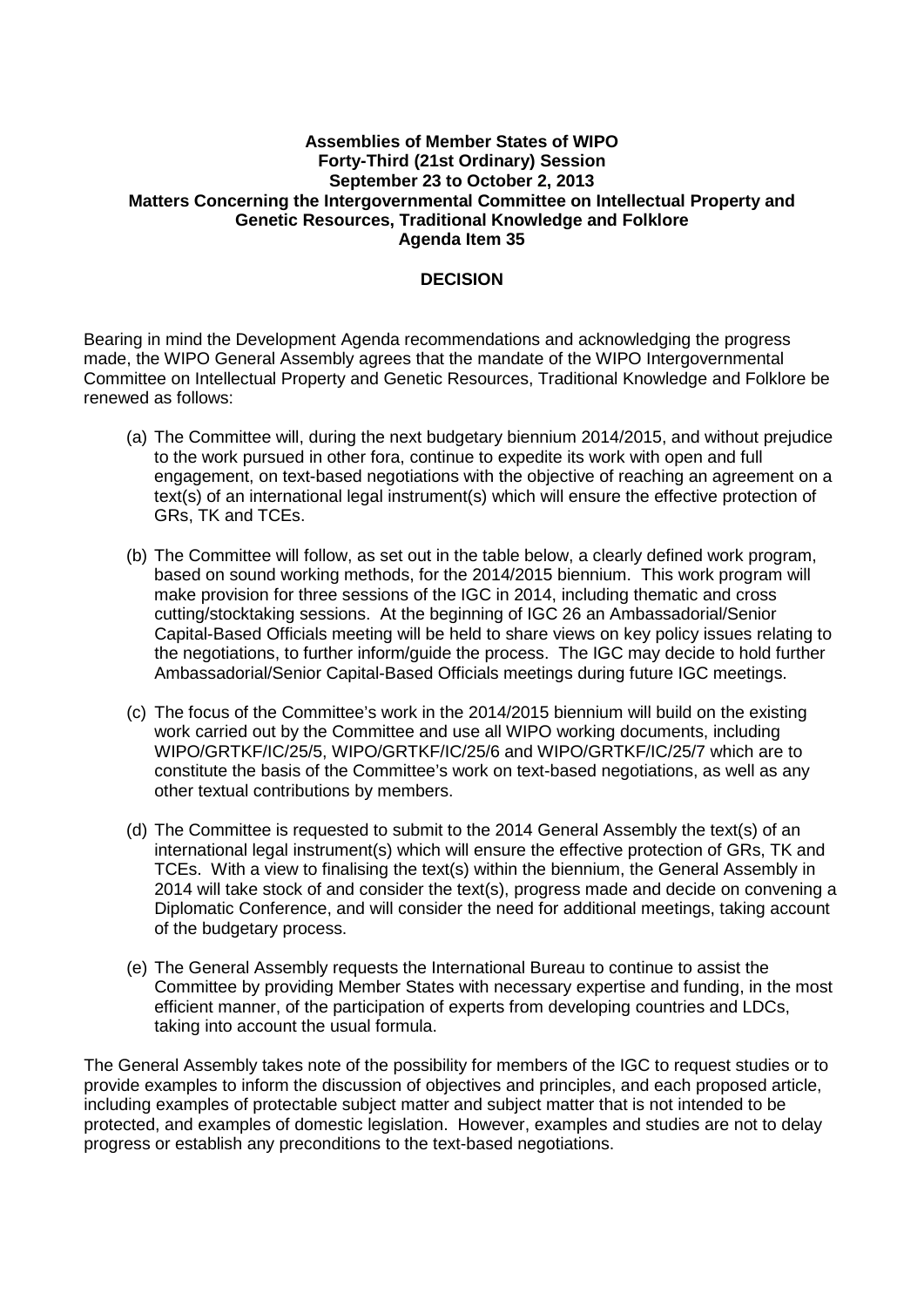**Assemblies of Member States of WIPO**
**Forty-Third (21st Ordinary) Session**
**September 23 to October 2, 2013**
**Matters Concerning the Intergovernmental Committee on Intellectual Property and Genetic Resources, Traditional Knowledge and Folklore**
**Agenda Item 35**

## DECISION

Bearing in mind the Development Agenda recommendations and acknowledging the progress made, the WIPO General Assembly agrees that the mandate of the WIPO Intergovernmental Committee on Intellectual Property and Genetic Resources, Traditional Knowledge and Folklore be renewed as follows:

(a) The Committee will, during the next budgetary biennium 2014/2015, and without prejudice to the work pursued in other fora, continue to expedite its work with open and full engagement, on text-based negotiations with the objective of reaching an agreement on a text(s) of an international legal instrument(s) which will ensure the effective protection of GRs, TK and TCEs.

(b) The Committee will follow, as set out in the table below, a clearly defined work program, based on sound working methods, for the 2014/2015 biennium. This work program will make provision for three sessions of the IGC in 2014, including thematic and cross cutting/stocktaking sessions. At the beginning of IGC 26 an Ambassadorial/Senior Capital-Based Officials meeting will be held to share views on key policy issues relating to the negotiations, to further inform/guide the process. The IGC may decide to hold further Ambassadorial/Senior Capital-Based Officials meetings during future IGC meetings.

(c) The focus of the Committee's work in the 2014/2015 biennium will build on the existing work carried out by the Committee and use all WIPO working documents, including WIPO/GRTKF/IC/25/5, WIPO/GRTKF/IC/25/6 and WIPO/GRTKF/IC/25/7 which are to constitute the basis of the Committee's work on text-based negotiations, as well as any other textual contributions by members.

(d) The Committee is requested to submit to the 2014 General Assembly the text(s) of an international legal instrument(s) which will ensure the effective protection of GRs, TK and TCEs. With a view to finalising the text(s) within the biennium, the General Assembly in 2014 will take stock of and consider the text(s), progress made and decide on convening a Diplomatic Conference, and will consider the need for additional meetings, taking account of the budgetary process.

(e) The General Assembly requests the International Bureau to continue to assist the Committee by providing Member States with necessary expertise and funding, in the most efficient manner, of the participation of experts from developing countries and LDCs, taking into account the usual formula.

The General Assembly takes note of the possibility for members of the IGC to request studies or to provide examples to inform the discussion of objectives and principles, and each proposed article, including examples of protectable subject matter and subject matter that is not intended to be protected, and examples of domestic legislation. However, examples and studies are not to delay progress or establish any preconditions to the text-based negotiations.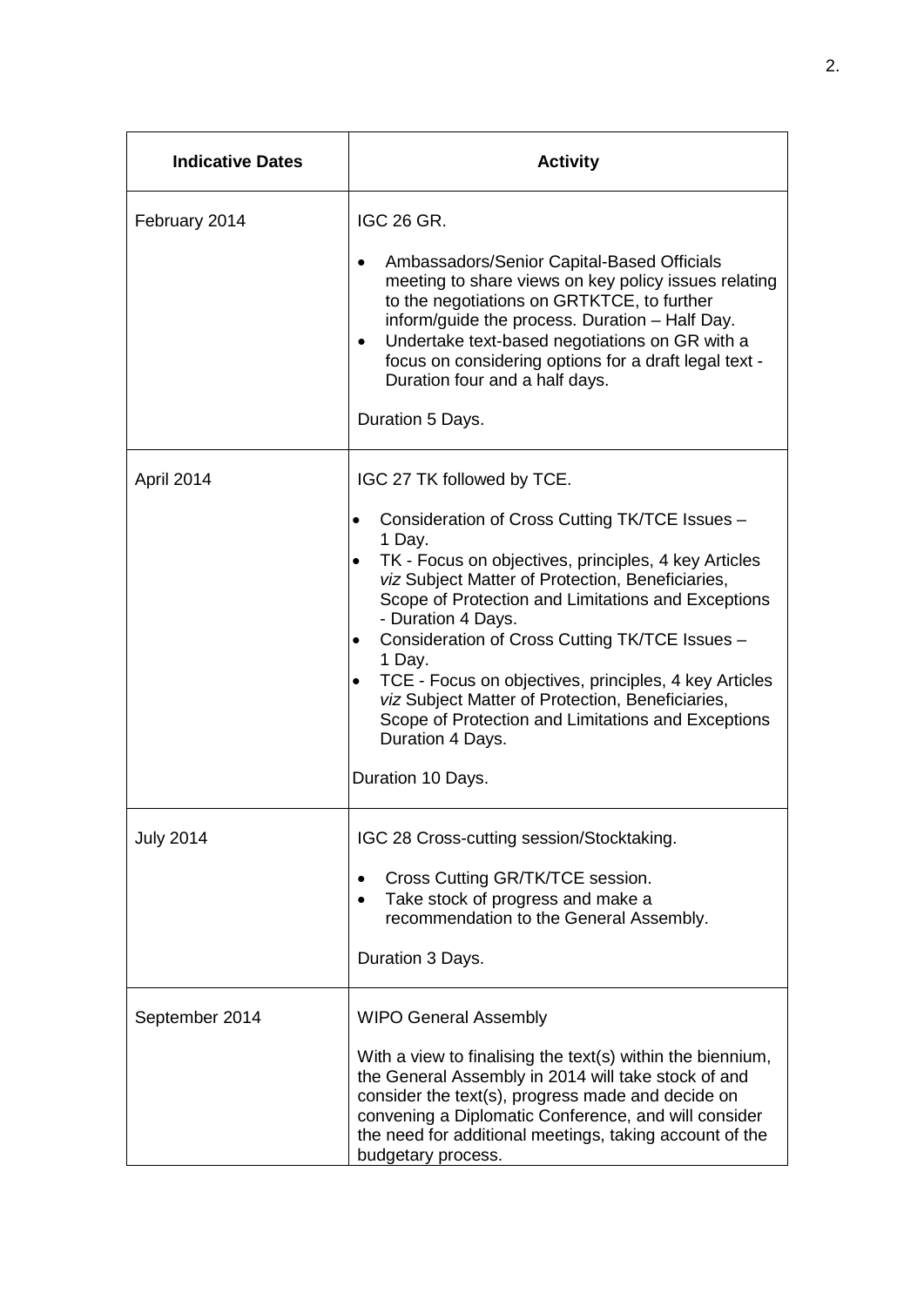| Indicative Dates | Activity |
|---|---|
| February 2014 | IGC 26 GR.<br><br>• Ambassadors/Senior Capital-Based Officials meeting to share views on key policy issues relating to the negotiations on GRTKTCE, to further inform/guide the process. Duration – Half Day.<br>• Undertake text-based negotiations on GR with a focus on considering options for a draft legal text - Duration four and a half days.<br><br>Duration 5 Days. |
| April 2014 | IGC 27 TK followed by TCE.<br><br>• Consideration of Cross Cutting TK/TCE Issues – 1 Day.<br>• TK - Focus on objectives, principles, 4 key Articles *viz* Subject Matter of Protection, Beneficiaries, Scope of Protection and Limitations and Exceptions - Duration 4 Days.<br>• Consideration of Cross Cutting TK/TCE Issues – 1 Day.<br>• TCE - Focus on objectives, principles, 4 key Articles *viz* Subject Matter of Protection, Beneficiaries, Scope of Protection and Limitations and Exceptions Duration 4 Days.<br><br>Duration 10 Days. |
| July 2014 | IGC 28 Cross-cutting session/Stocktaking.<br><br>• Cross Cutting GR/TK/TCE session.<br>• Take stock of progress and make a recommendation to the General Assembly.<br><br>Duration 3 Days. |
| September 2014 | WIPO General Assembly<br><br>With a view to finalising the text(s) within the biennium, the General Assembly in 2014 will take stock of and consider the text(s), progress made and decide on convening a Diplomatic Conference, and will consider the need for additional meetings, taking account of the budgetary process. |